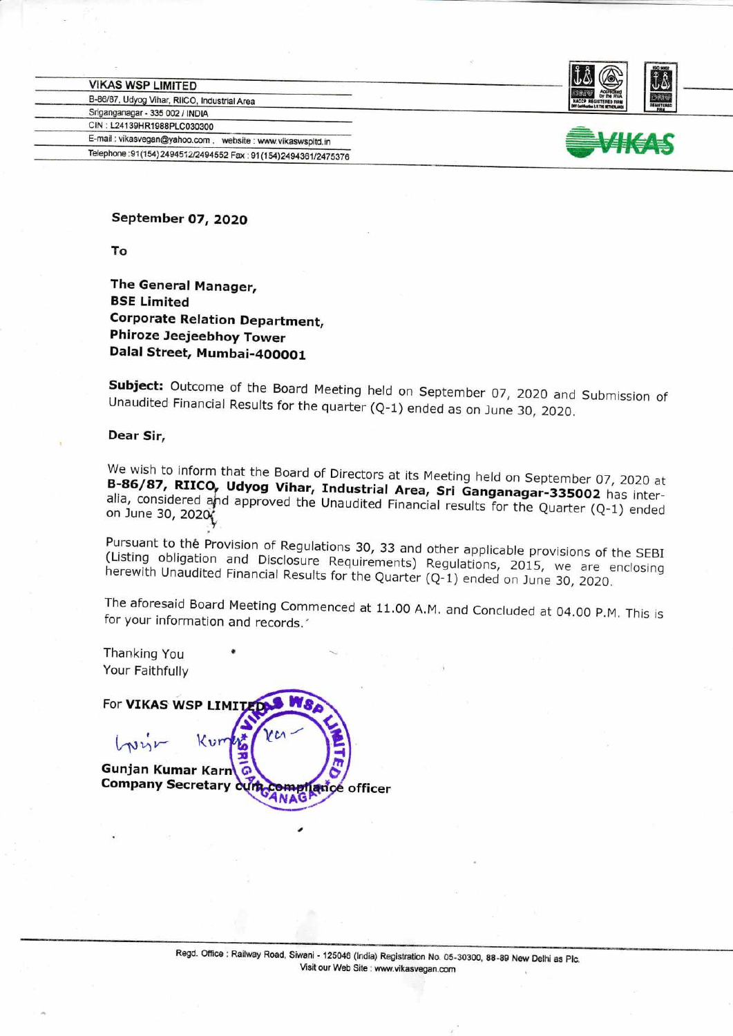**VIKAS WSP LIMITED**

B-86/87, Udyog Vihar, RIICO, Industrial Area

Sriganganagar - 335 002 / INDIA

CIN : L24139HR1988PLC030300

E-mail : vikasvegan@yahoo.com , website : www.vikaswspltd.in

Telephone :91(154) 2494512/2494552 Fax : 91(154)2494361/2475376

**September 07, 2020**

**To**

**The General Manager,**
**BSE Limited**
**Corporate Relation Department,**
**Phiroze Jeejeebhoy Tower**
**Dalal Street, Mumbai-400001**

**Subject:** Outcome of the Board Meeting held on September 07, 2020 and Submission of Unaudited Financial Results for the quarter (Q-1) ended as on June 30, 2020.

**Dear Sir,**

We wish to inform that the Board of Directors at its Meeting held on September 07, 2020 at **B-86/87, RIICO, Udyog Vihar, Industrial Area, Sri Ganganagar-335002** has inter-alia, considered and approved the Unaudited Financial results for the Quarter (Q-1) ended on June 30, 2020.

Pursuant to the Provision of Regulations 30, 33 and other applicable provisions of the SEBI (Listing obligation and Disclosure Requirements) Regulations, 2015, we are enclosing herewith Unaudited Financial Results for the Quarter (Q-1) ended on June 30, 2020.

The aforesaid Board Meeting Commenced at 11.00 A.M. and Concluded at 04.00 P.M. This is for your information and records.

Thanking You
Your Faithfully

For **VIKAS WSP LIMITED**

**Gunjan Kumar Karn**
**Company Secretary cum compliance officer**

Regd. Office : Railway Road, Siwani - 125046 (India) Registration No. 05-30300, 88-89 New Delhi as Plc.
Visit our Web Site : www.vikasvegan.com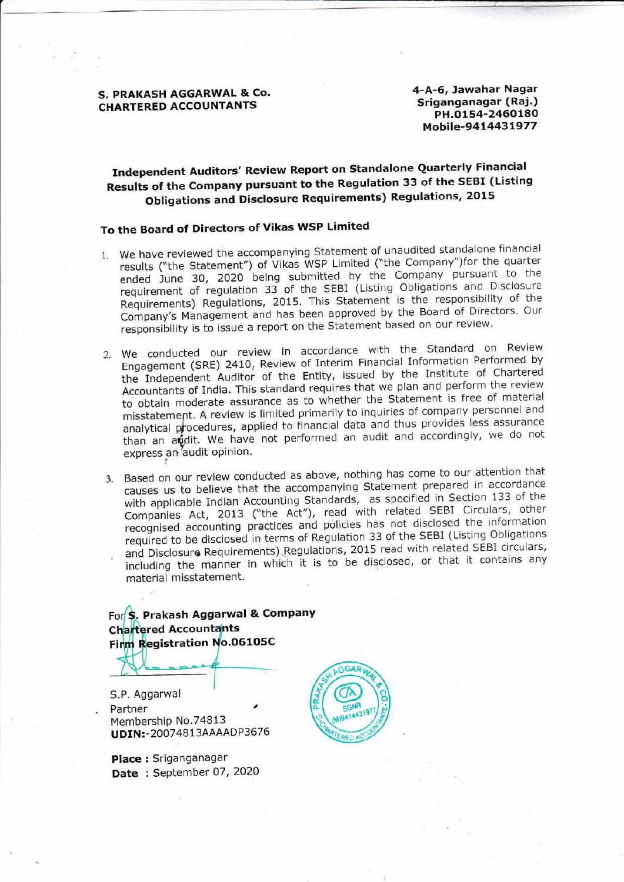**S. PRAKASH AGGARWAL & Co.**
**CHARTERED ACCOUNTANTS**

**4-A-6, Jawahar Nagar**
**Sriganganagar (Raj.)**
**PH.0154-2460180**
**Mobile-9414431977**

## Independent Auditors' Review Report on Standalone Quarterly Financial Results of the Company pursuant to the Regulation 33 of the SEBI (Listing Obligations and Disclosure Requirements) Regulations, 2015

**To the Board of Directors of Vikas WSP Limited**

1. We have reviewed the accompanying Statement of unaudited standalone financial results ("the Statement") of Vikas WSP Limited ("the Company")for the quarter ended June 30, 2020 being submitted by the Company pursuant to the requirement of regulation 33 of the SEBI (Listing Obligations and Disclosure Requirements) Regulations, 2015. This Statement is the responsibility of the Company's Management and has been approved by the Board of Directors. Our responsibility is to issue a report on the Statement based on our review.

2. We conducted our review in accordance with the Standard on Review Engagement (SRE) 2410, Review of Interim Financial Information Performed by the Independent Auditor of the Entity, issued by the Institute of Chartered Accountants of India. This standard requires that we plan and perform the review to obtain moderate assurance as to whether the Statement is free of material misstatement. A review is limited primarily to inquiries of company personnel and analytical procedures, applied to financial data and thus provides less assurance than an audit. We have not performed an audit and accordingly, we do not express an audit opinion.

3. Based on our review conducted as above, nothing has come to our attention that causes us to believe that the accompanying Statement prepared in accordance with applicable Indian Accounting Standards, as specified in Section 133 of the Companies Act, 2013 ("the Act"), read with related SEBI Circulars, other recognised accounting practices and policies has not disclosed the information required to be disclosed in terms of Regulation 33 of the SEBI (Listing Obligations and Disclosure Requirements) Regulations, 2015 read with related SEBI circulars, including the manner in which it is to be disclosed, or that it contains any material misstatement.

**For S. Prakash Aggarwal & Company**
**Chartered Accountants**
**Firm Registration No.06105C**

S.P. Aggarwal
Partner
Membership No.74813
**UDIN:**-20074813AAAADP3676

**Place :** Sriganganagar
**Date** : September 07, 2020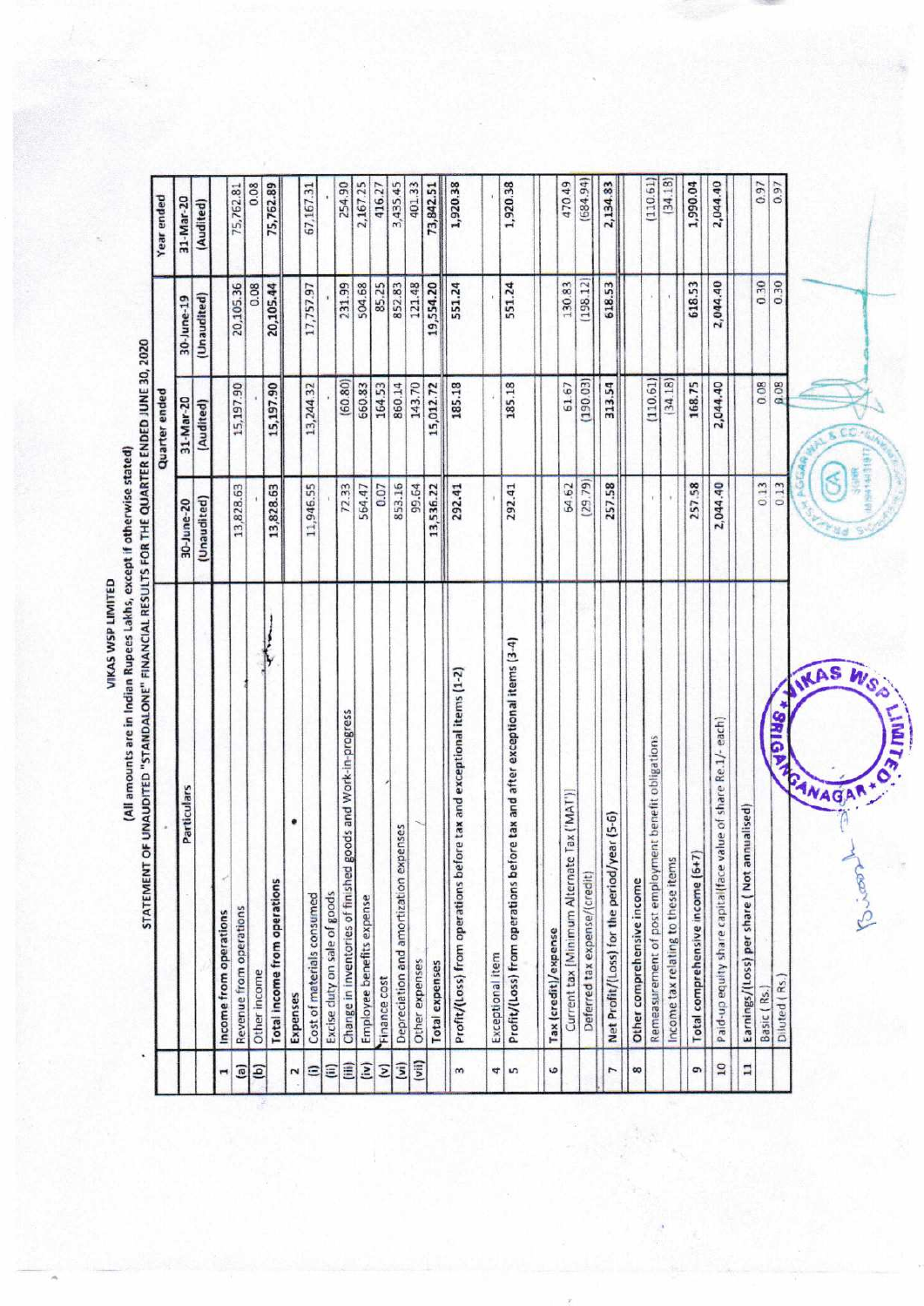# VIKAS WSP LIMITED

(All amounts are in Indian Rupees Lakhs, except if otherwise stated)

STATEMENT OF UNAUDITED "STANDALONE" FINANCIAL RESULTS FOR THE QUARTER ENDED JUNE 30, 2020

| | Particulars | Quarter ended | | | Year ended |
|---|---|---|---|---|---|
| | | 30-June-20 | 31-Mar-20 | 30-June-19 | 31-Mar-20 |
| | | (Unaudited) | (Audited) | (Unaudited) | (Audited) |
| 1 | **Income from operations** | | | | |
| (a) | Revenue from operations | 13,828.63 | 15,197.90 | 20,105.36 | 75,762.81 |
| (b) | Other income | - | - | 0.08 | 0.08 |
| | **Total income from operations** | **13,828.63** | **15,197.90** | **20,105.44** | **75,762.89** |
| 2 | **Expenses** | | | | |
| (i) | Cost of materials consumed | 11,946.55 | 13,244.32 | 17,757.97 | 67,167.31 |
| (ii) | Excise duty on sale of goods | - | - | - | - |
| (iii) | Change in inventories of finished goods and Work-in-progress | 72.33 | (60.80) | 231.99 | 254.90 |
| (iv) | Employee benefits expense | 564.47 | 660.83 | 504.68 | 2,167.25 |
| (v) | Finance cost | 0.07 | 164.53 | 85.25 | 416.27 |
| (vi) | Depreciation and amortization expenses | 853.16 | 860.14 | 852.83 | 3,435.45 |
| (vii) | Other expenses | 99.64 | 143.70 | 121.48 | 401.33 |
| | **Total expenses** | **13,536.22** | **15,012.72** | **19,554.20** | **73,842.51** |
| 3 | **Profit/(Loss) from operations before tax and exceptional items (1-2)** | **292.41** | **185.18** | **551.24** | **1,920.38** |
| 4 | Exceptional item | - | - | - | - |
| 5 | **Profit/(Loss) from operations before tax and after exceptional items (3-4)** | **292.41** | **185.18** | **551.24** | **1,920.38** |
| 6 | **Tax (credit)/expense** | | | | |
| | Current tax [Minimum Alternate Tax ('MAT')] | 64.62 | 61.67 | 130.83 | 470.49 |
| | Deferred tax expense/(credit) | (29.79) | (190.03) | (198.12) | (684.94) |
| 7 | **Net Profit/(Loss) for the period/year (5-6)** | **257.58** | **313.54** | **618.53** | **2,134.83** |
| 8 | **Other comprehensive income** | | | | |
| | Remeasurement of post employment benefit obligations | - | (110.61) | - | (110.61) |
| | Income tax relating to these items | - | (34.18) | - | (34.18) |
| 9 | **Total comprehensive income (6+7)** | **257.58** | **168.75** | **618.53** | **1,990.04** |
| 10 | Paid-up equity share capital(face value of share Re.1/- each) | 2,044.40 | 2,044.40 | 2,044.40 | 2,044.40 |
| 11 | **Earnings/(Loss) per share ( Not annualised)** | | | | |
| | Basic ( Rs.) | 0.13 | 0.08 | 0.30 | 0.97 |
| | Diluted ( Rs.) | 0.13 | 0.08 | 0.30 | 0.97 |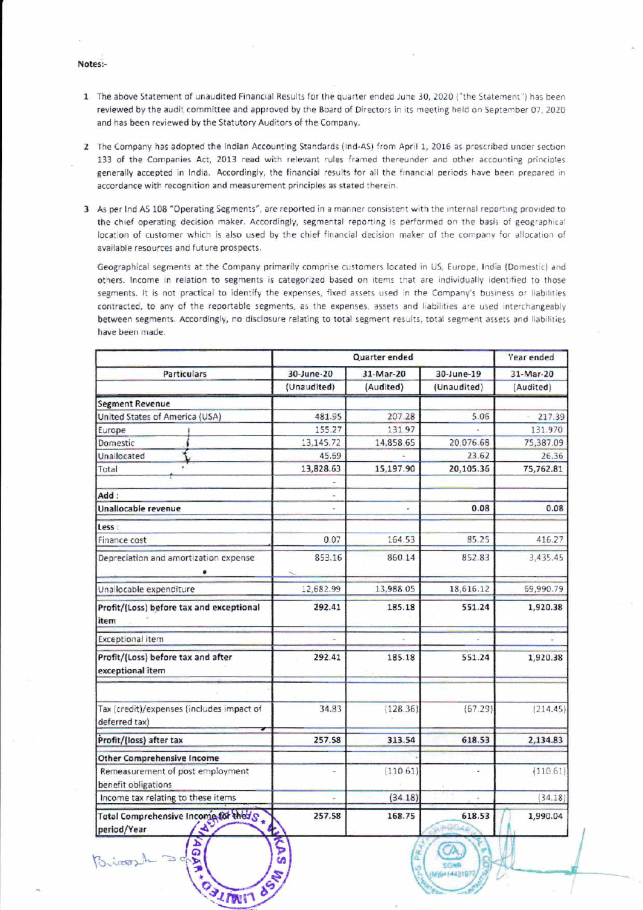**Notes:-**

1. The above Statement of unaudited Financial Results for the quarter ended June 30, 2020 ("the Statement") has been reviewed by the audit committee and approved by the Board of Directors in its meeting held on September 07, 2020 and has been reviewed by the Statutory Auditors of the Company.

2. The Company has adopted the Indian Accounting Standards (Ind-AS) from April 1, 2016 as prescribed under section 133 of the Companies Act, 2013 read with relevant rules framed thereunder and other accounting principles generally accepted in India. Accordingly, the financial results for all the financial periods have been prepared in accordance with recognition and measurement principles as stated therein.

3. As per Ind AS 108 "Operating Segments", are reported in a manner consistent with the internal reporting provided to the chief operating decision maker. Accordingly, segmental reporting is performed on the basis of geographical location of customer which is also used by the chief financial decision maker of the company for allocation of available resources and future prospects.

   Geographical segments at the Company primarily comprise customers located in US, Europe, India (Domestic) and others. Income in relation to segments is categorized based on items that are individually identified to those segments. It is not practical to identify the expenses, fixed assets used in the Company's business or liabilities contracted, to any of the reportable segments, as the expenses, assets and liabilities are used interchangeably between segments. Accordingly, no disclosure relating to total segment results, total segment assets and liabilities have been made.

| Particulars | Quarter ended | | | Year ended |
|---|---|---|---|---|
| | 30-June-20 | 31-Mar-20 | 30-June-19 | 31-Mar-20 |
| | (Unaudited) | (Audited) | (Unaudited) | (Audited) |
| **Segment Revenue** | | | | |
| United States of America (USA) | 481.95 | 207.28 | 5.06 | 217.39 |
| Europe | 155.27 | 131.97 | - | 131.970 |
| Domestic | 13,145.72 | 14,858.65 | 20,076.68 | 75,387.09 |
| Unallocated | 45.69 | - | 23.62 | 26.36 |
| Total | **13,828.63** | **15,197.90** | **20,105.36** | **75,762.81** |
| | - | | | |
| Add : | - | | | |
| **Unallocable revenue** | - | - | **0.08** | **0.08** |
| Less : | | | | |
| Finance cost | 0.07 | 164.53 | 85.25 | 416.27 |
| Depreciation and amortization expense | 853.16 | 860.14 | 852.83 | 3,435.45 |
| Unallocable expenditure | 12,682.99 | 13,988.05 | 18,616.12 | 69,990.79 |
| **Profit/(Loss) before tax and exceptional item** | **292.41** | **185.18** | **551.24** | **1,920.38** |
| Exceptional item | - | - | - | - |
| **Profit/(Loss) before tax and after exceptional item** | **292.41** | **185.18** | **551.24** | **1,920.38** |
| | | | | |
| Tax (credit)/expenses (includes impact of deferred tax) | 34.83 | (128.36) | (67.29) | (214.45) |
| **Profit/(loss) after tax** | **257.58** | **313.54** | **618.53** | **2,134.83** |
| **Other Comprehensive Income** | | | | |
| Remeasurement of post employment benefit obligations | - | (110.61) | - | (110.61) |
| Income tax relating to these items | - | (34.18) | - | (34.18) |
| **Total Comprehensive Income for the period/Year** | **257.58** | **168.75** | **618.53** | **1,990.04** |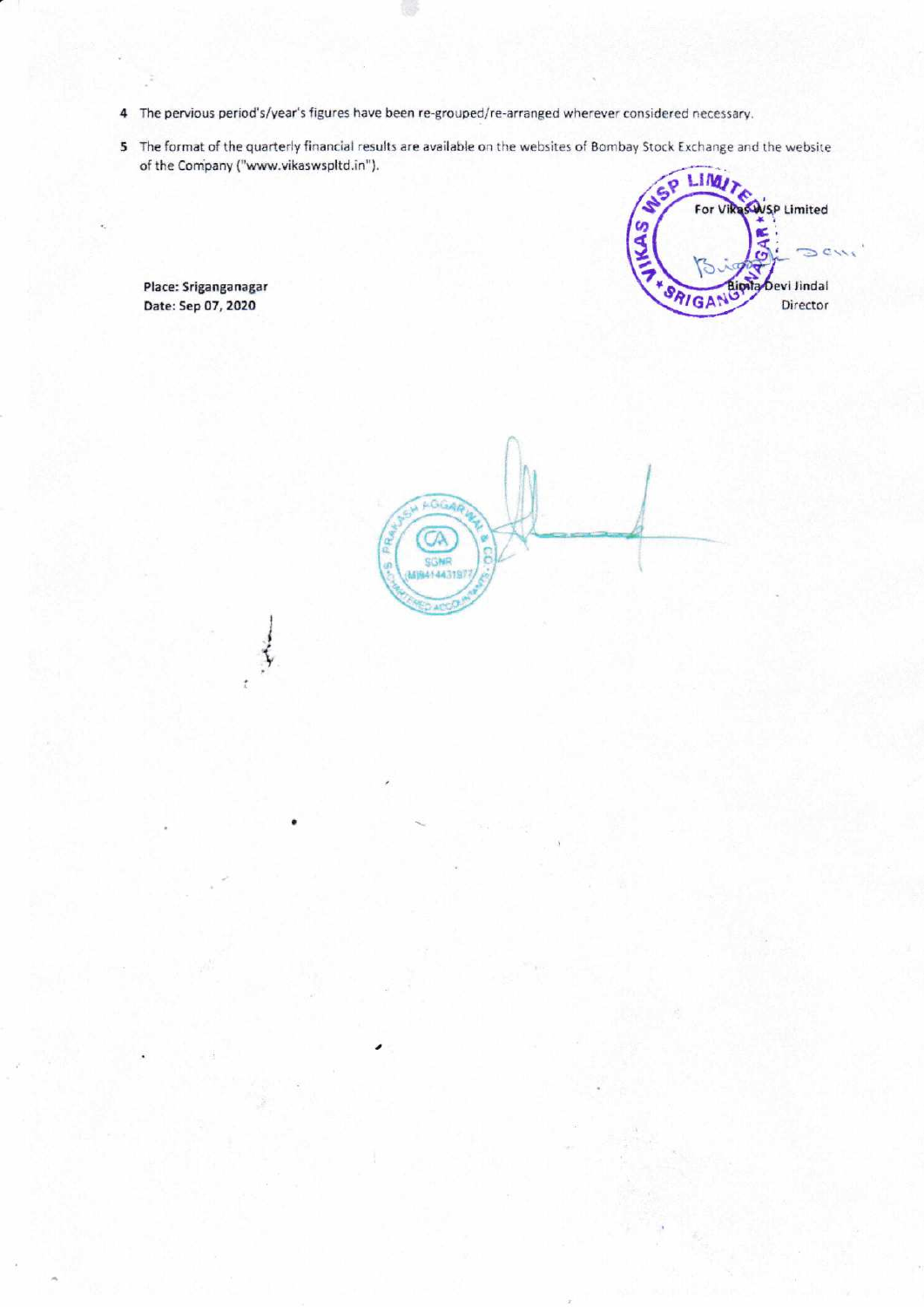4 The pervious period's/year's figures have been re-grouped/re-arranged wherever considered necessary.

5 The format of the quarterly financial results are available on the websites of Bombay Stock Exchange and the website of the Company ("www.vikaswspltd.in").

For Vikas WSP Limited

Bimla Devi Jindal
Director

**Place: Sriganganagar**
**Date: Sep 07, 2020**